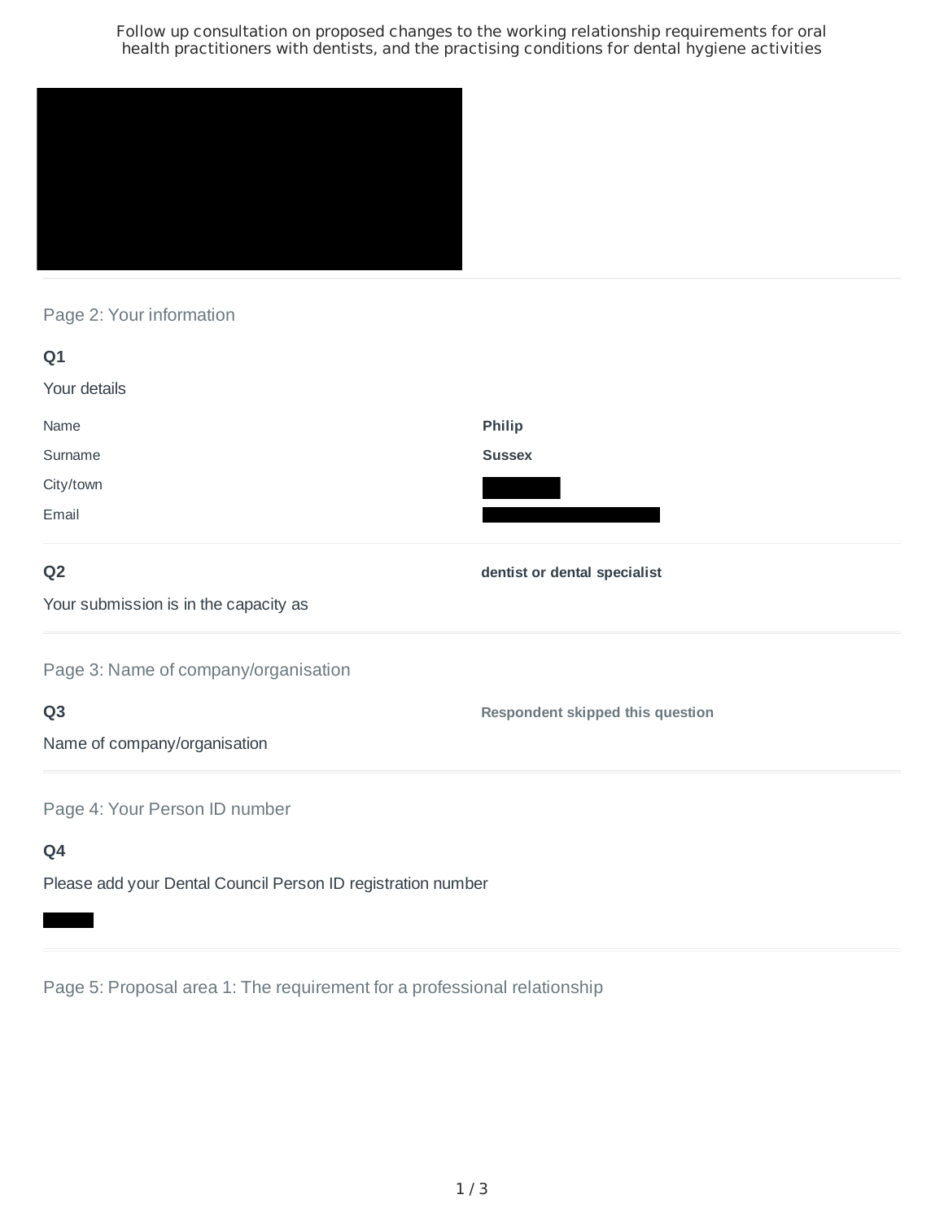Follow up consultation on proposed changes to the working relationship requirements for oral health practitioners with dentists, and the practising conditions for dental hygiene activities

## Page 2: Your information

**Q1**

Your details

| | |
|---|---|
| Name | **Philip** |
| Surname | **Sussex** |
| City/town | |
| Email | |

**Q2**

Your submission is in the capacity as

**dentist or dental specialist**

## Page 3: Name of company/organisation

**Q3**

Name of company/organisation

**Respondent skipped this question**

## Page 4: Your Person ID number

**Q4**

Please add your Dental Council Person ID registration number

## Page 5: Proposal area 1: The requirement for a professional relationship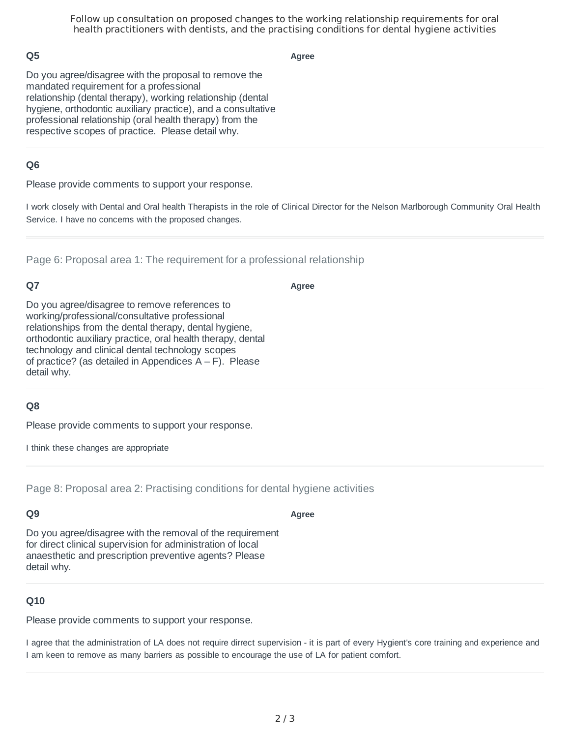Follow up consultation on proposed changes to the working relationship requirements for oral health practitioners with dentists, and the practising conditions for dental hygiene activities

**Q5**

Do you agree/disagree with the proposal to remove the mandated requirement for a professional relationship (dental therapy), working relationship (dental hygiene, orthodontic auxiliary practice), and a consultative professional relationship (oral health therapy) from the respective scopes of practice. Please detail why.

**Agree**

**Q6**

Please provide comments to support your response.

I work closely with Dental and Oral health Therapists in the role of Clinical Director for the Nelson Marlborough Community Oral Health Service. I have no concerns with the proposed changes.

## Page 6: Proposal area 1: The requirement for a professional relationship

**Q7**

Do you agree/disagree to remove references to working/professional/consultative professional relationships from the dental therapy, dental hygiene, orthodontic auxiliary practice, oral health therapy, dental technology and clinical dental technology scopes of practice? (as detailed in Appendices A – F). Please detail why.

**Agree**

**Q8**

Please provide comments to support your response.

I think these changes are appropriate

## Page 8: Proposal area 2: Practising conditions for dental hygiene activities

**Q9**

Do you agree/disagree with the removal of the requirement for direct clinical supervision for administration of local anaesthetic and prescription preventive agents? Please detail why.

**Agree**

**Q10**

Please provide comments to support your response.

I agree that the administration of LA does not require dirrect supervision - it is part of every Hygient's core training and experience and I am keen to remove as many barriers as possible to encourage the use of LA for patient comfort.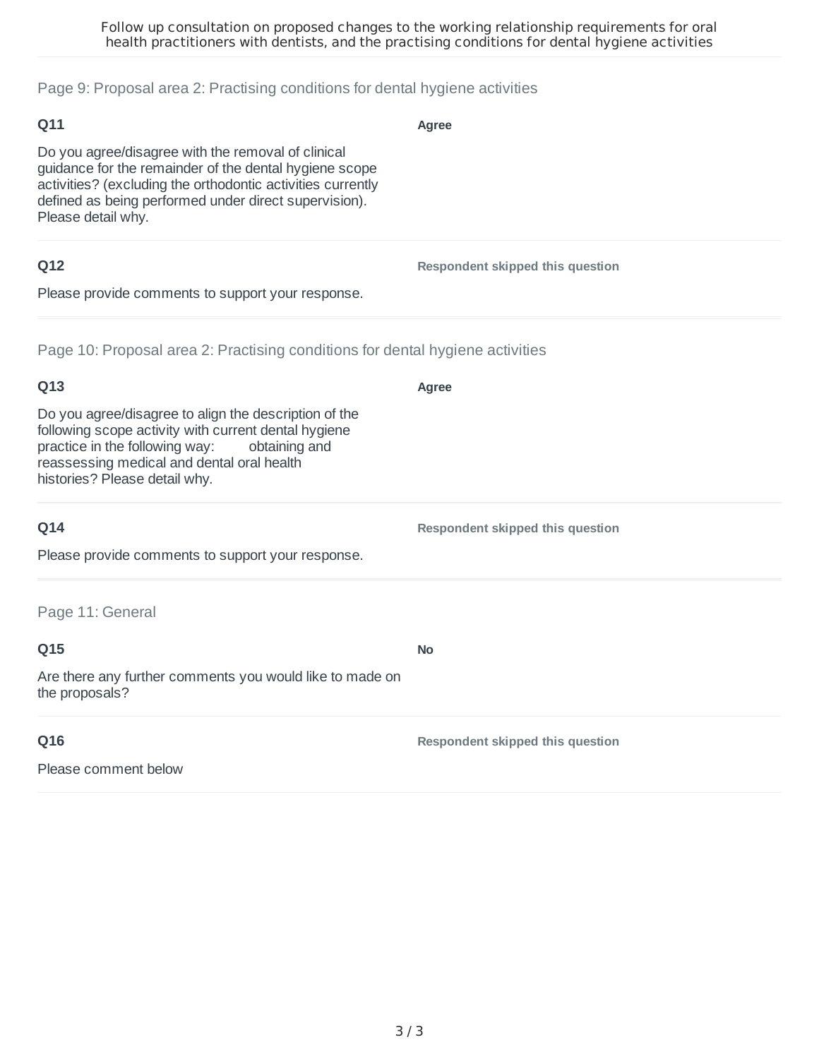Page 9: Proposal area 2: Practising conditions for dental hygiene activities

**Q11**

Do you agree/disagree with the removal of clinical guidance for the remainder of the dental hygiene scope activities? (excluding the orthodontic activities currently defined as being performed under direct supervision). Please detail why.

**Agree**

**Q12**

Please provide comments to support your response.

**Respondent skipped this question**

Page 10: Proposal area 2: Practising conditions for dental hygiene activities

**Q13**

Do you agree/disagree to align the description of the following scope activity with current dental hygiene practice in the following way: obtaining and reassessing medical and dental oral health histories? Please detail why.

**Agree**

**Q14**

Please provide comments to support your response.

**Respondent skipped this question**

Page 11: General

**Q15**

Are there any further comments you would like to made on the proposals?

**No**

**Q16**

Please comment below

**Respondent skipped this question**